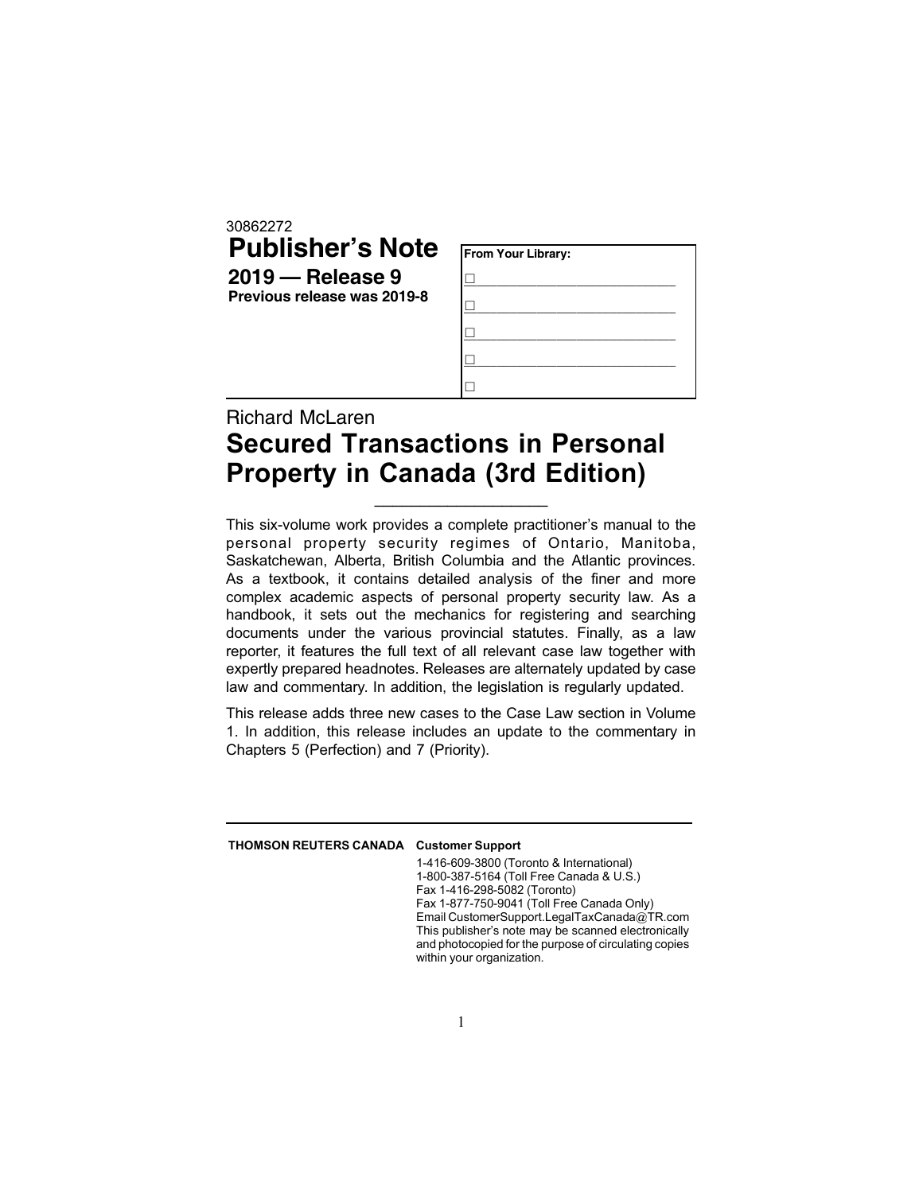30862272

# Publisher's Note

## 2019 — Release 9

**Previous release was 2019-8**

**From Your Library:**

- ☐
- ☐
- ☐
- ☐
- ☐

Richard McLaren

# Secured Transactions in Personal Property in Canada (3rd Edition)

This six-volume work provides a complete practitioner's manual to the personal property security regimes of Ontario, Manitoba, Saskatchewan, Alberta, British Columbia and the Atlantic provinces. As a textbook, it contains detailed analysis of the finer and more complex academic aspects of personal property security law. As a handbook, it sets out the mechanics for registering and searching documents under the various provincial statutes. Finally, as a law reporter, it features the full text of all relevant case law together with expertly prepared headnotes. Releases are alternately updated by case law and commentary. In addition, the legislation is regularly updated.

This release adds three new cases to the Case Law section in Volume 1. In addition, this release includes an update to the commentary in Chapters 5 (Perfection) and 7 (Priority).

**THOMSON REUTERS CANADA** **Customer Support**

1-416-609-3800 (Toronto & International)
1-800-387-5164 (Toll Free Canada & U.S.)
Fax 1-416-298-5082 (Toronto)
Fax 1-877-750-9041 (Toll Free Canada Only)
Email CustomerSupport.LegalTaxCanada@TR.com
This publisher's note may be scanned electronically and photocopied for the purpose of circulating copies within your organization.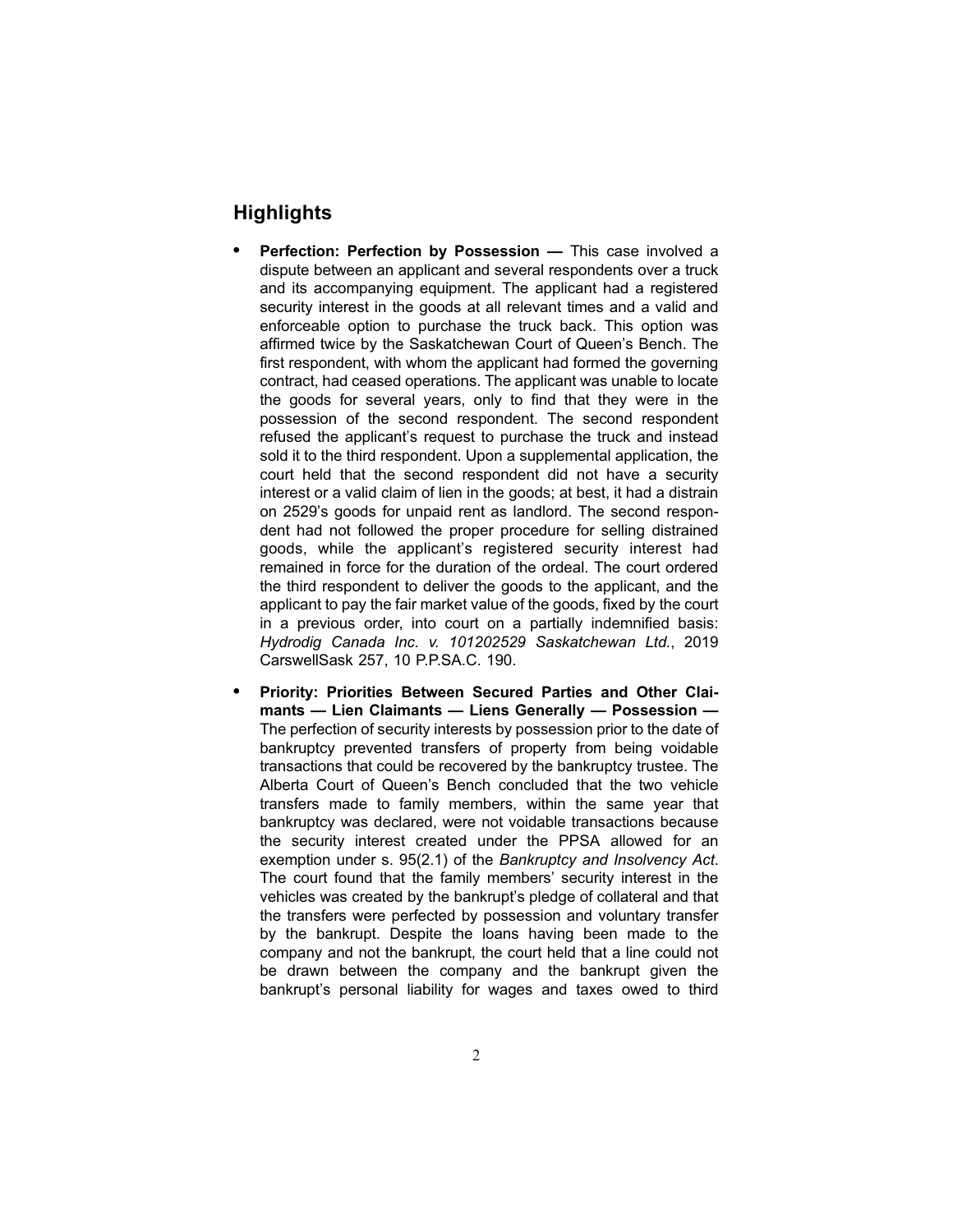## Highlights

- **Perfection: Perfection by Possession —** This case involved a dispute between an applicant and several respondents over a truck and its accompanying equipment. The applicant had a registered security interest in the goods at all relevant times and a valid and enforceable option to purchase the truck back. This option was affirmed twice by the Saskatchewan Court of Queen's Bench. The first respondent, with whom the applicant had formed the governing contract, had ceased operations. The applicant was unable to locate the goods for several years, only to find that they were in the possession of the second respondent. The second respondent refused the applicant's request to purchase the truck and instead sold it to the third respondent. Upon a supplemental application, the court held that the second respondent did not have a security interest or a valid claim of lien in the goods; at best, it had a distrain on 2529's goods for unpaid rent as landlord. The second respondent had not followed the proper procedure for selling distrained goods, while the applicant's registered security interest had remained in force for the duration of the ordeal. The court ordered the third respondent to deliver the goods to the applicant, and the applicant to pay the fair market value of the goods, fixed by the court in a previous order, into court on a partially indemnified basis: *Hydrodig Canada Inc. v. 101202529 Saskatchewan Ltd.*, 2019 CarswellSask 257, 10 P.P.SA.C. 190.

- **Priority: Priorities Between Secured Parties and Other Claimants — Lien Claimants — Liens Generally — Possession —** The perfection of security interests by possession prior to the date of bankruptcy prevented transfers of property from being voidable transactions that could be recovered by the bankruptcy trustee. The Alberta Court of Queen's Bench concluded that the two vehicle transfers made to family members, within the same year that bankruptcy was declared, were not voidable transactions because the security interest created under the PPSA allowed for an exemption under s. 95(2.1) of the *Bankruptcy and Insolvency Act*. The court found that the family members' security interest in the vehicles was created by the bankrupt's pledge of collateral and that the transfers were perfected by possession and voluntary transfer by the bankrupt. Despite the loans having been made to the company and not the bankrupt, the court held that a line could not be drawn between the company and the bankrupt given the bankrupt's personal liability for wages and taxes owed to third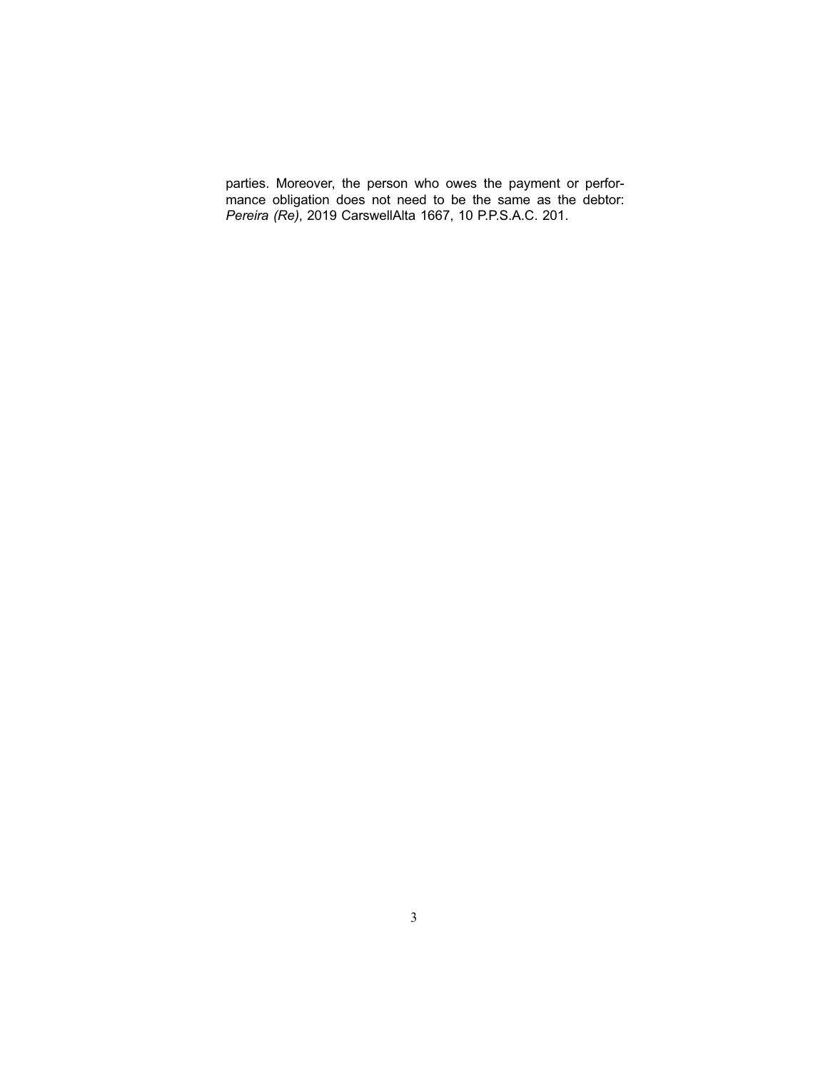parties. Moreover, the person who owes the payment or performance obligation does not need to be the same as the debtor: *Pereira (Re)*, 2019 CarswellAlta 1667, 10 P.P.S.A.C. 201.